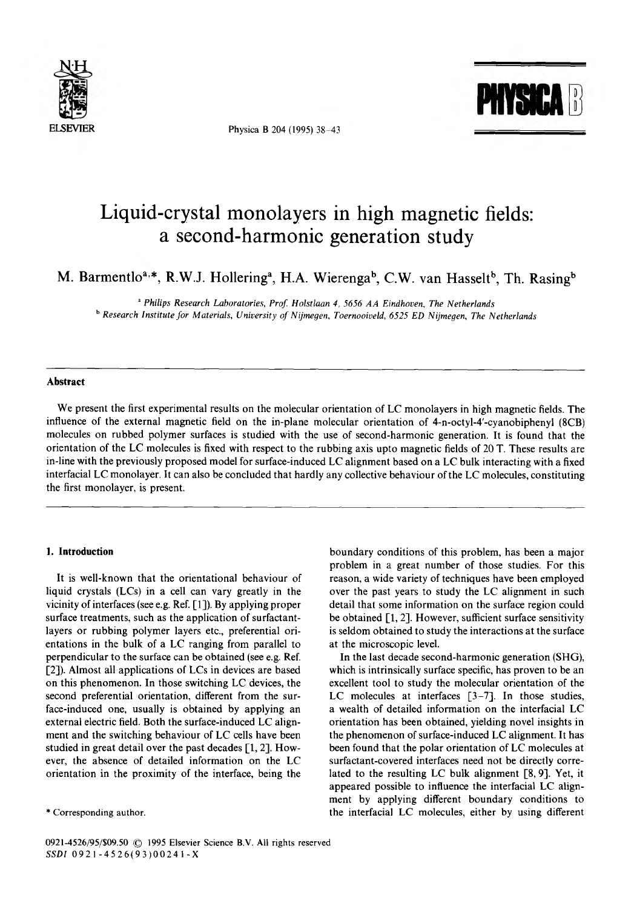# Liquid-crystal monolayers in high magnetic fields: a second-harmonic generation study

M. Barmentlo[a,*], R.W.J. Hollering[a], H.A. Wierenga[b], C.W. van Hasselt[b], Th. Rasing[b]

[a] *Philips Research Laboratories, Prof. Holstlaan 4, 5656 AA Eindhoven, The Netherlands*
[b] *Research Institute for Materials, University of Nijmegen, Toernooiveld, 6525 ED Nijmegen, The Netherlands*

## Abstract

We present the first experimental results on the molecular orientation of LC monolayers in high magnetic fields. The influence of the external magnetic field on the in-plane molecular orientation of 4-n-octyl-4′-cyanobiphenyl (8CB) molecules on rubbed polymer surfaces is studied with the use of second-harmonic generation. It is found that the orientation of the LC molecules is fixed with respect to the rubbing axis upto magnetic fields of 20 T. These results are in-line with the previously proposed model for surface-induced LC alignment based on a LC bulk interacting with a fixed interfacial LC monolayer. It can also be concluded that hardly any collective behaviour of the LC molecules, constituting the first monolayer, is present.

## 1. Introduction

It is well-known that the orientational behaviour of liquid crystals (LCs) in a cell can vary greatly in the vicinity of interfaces (see e.g. Ref. [1]). By applying proper surface treatments, such as the application of surfactant-layers or rubbing polymer layers etc., preferential orientations in the bulk of a LC ranging from parallel to perpendicular to the surface can be obtained (see e.g. Ref. [2]). Almost all applications of LCs in devices are based on this phenomenon. In those switching LC devices, the second preferential orientation, different from the surface-induced one, usually is obtained by applying an external electric field. Both the surface-induced LC alignment and the switching behaviour of LC cells have been studied in great detail over the past decades [1, 2]. However, the absence of detailed information on the LC orientation in the proximity of the interface, being the boundary conditions of this problem, has been a major problem in a great number of those studies. For this reason, a wide variety of techniques have been employed over the past years to study the LC alignment in such detail that some information on the surface region could be obtained [1, 2]. However, sufficient surface sensitivity is seldom obtained to study the interactions at the surface at the microscopic level.

In the last decade second-harmonic generation (SHG), which is intrinsically surface specific, has proven to be an excellent tool to study the molecular orientation of the LC molecules at interfaces [3–7]. In those studies, a wealth of detailed information on the interfacial LC orientation has been obtained, yielding novel insights in the phenomenon of surface-induced LC alignment. It has been found that the polar orientation of LC molecules at surfactant-covered interfaces need not be directly correlated to the resulting LC bulk alignment [8, 9]. Yet, it appeared possible to influence the interfacial LC alignment by applying different boundary conditions to the interfacial LC molecules, either by using different

* Corresponding author.

0921-4526/95/$09.50 © 1995 Elsevier Science B.V. All rights reserved
SSDI 0921-4526(93)00241-X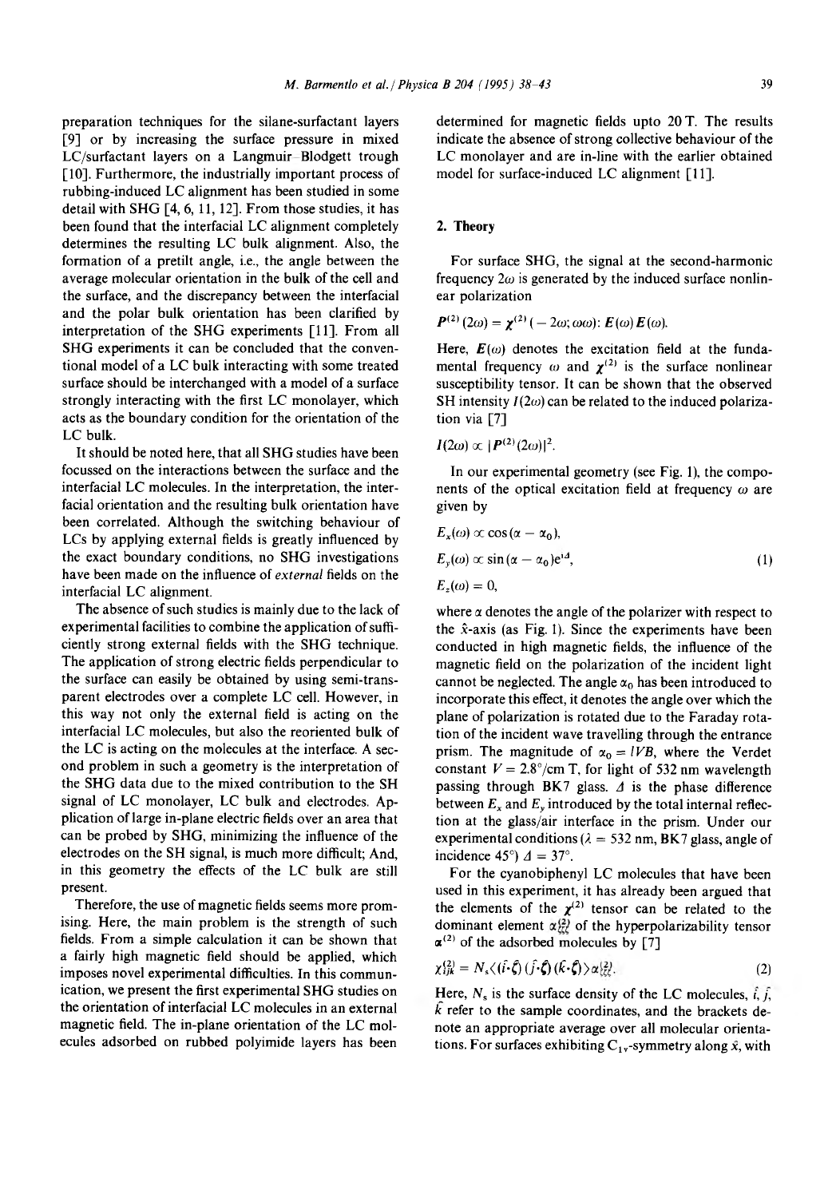preparation techniques for the silane-surfactant layers [9] or by increasing the surface pressure in mixed LC/surfactant layers on a Langmuir–Blodgett trough [10]. Furthermore, the industrially important process of rubbing-induced LC alignment has been studied in some detail with SHG [4, 6, 11, 12]. From those studies, it has been found that the interfacial LC alignment completely determines the resulting LC bulk alignment. Also, the formation of a pretilt angle, i.e., the angle between the average molecular orientation in the bulk of the cell and the surface, and the discrepancy between the interfacial and the polar bulk orientation has been clarified by interpretation of the SHG experiments [11]. From all SHG experiments it can be concluded that the conventional model of a LC bulk interacting with some treated surface should be interchanged with a model of a surface strongly interacting with the first LC monolayer, which acts as the boundary condition for the orientation of the LC bulk.

It should be noted here, that all SHG studies have been focussed on the interactions between the surface and the interfacial LC molecules. In the interpretation, the interfacial orientation and the resulting bulk orientation have been correlated. Although the switching behaviour of LCs by applying external fields is greatly influenced by the exact boundary conditions, no SHG investigations have been made on the influence of *external* fields on the interfacial LC alignment.

The absence of such studies is mainly due to the lack of experimental facilities to combine the application of sufficiently strong external fields with the SHG technique. The application of strong electric fields perpendicular to the surface can easily be obtained by using semi-transparent electrodes over a complete LC cell. However, in this way not only the external field is acting on the interfacial LC molecules, but also the reoriented bulk of the LC is acting on the molecules at the interface. A second problem in such a geometry is the interpretation of the SHG data due to the mixed contribution to the SH signal of LC monolayer, LC bulk and electrodes. Application of large in-plane electric fields over an area that can be probed by SHG, minimizing the influence of the electrodes on the SH signal, is much more difficult; And, in this geometry the effects of the LC bulk are still present.

Therefore, the use of magnetic fields seems more promising. Here, the main problem is the strength of such fields. From a simple calculation it can be shown that a fairly high magnetic field should be applied, which imposes novel experimental difficulties. In this communication, we present the first experimental SHG studies on the orientation of interfacial LC molecules in an external magnetic field. The in-plane orientation of the LC molecules adsorbed on rubbed polyimide layers has been determined for magnetic fields upto 20 T. The results indicate the absence of strong collective behaviour of the LC monolayer and are in-line with the earlier obtained model for surface-induced LC alignment [11].

## 2. Theory

For surface SHG, the signal at the second-harmonic frequency $2\omega$ is generated by the induced surface nonlinear polarization

$$\boldsymbol{P}^{(2)}(2\omega) = \boldsymbol{\chi}^{(2)}(-2\omega;\omega\omega):\boldsymbol{E}(\omega)\boldsymbol{E}(\omega).$$

Here, $\boldsymbol{E}(\omega)$ denotes the excitation field at the fundamental frequency $\omega$ and $\boldsymbol{\chi}^{(2)}$ is the surface nonlinear susceptibility tensor. It can be shown that the observed SH intensity $I(2\omega)$ can be related to the induced polarization via [7]

$$I(2\omega) \propto |\boldsymbol{P}^{(2)}(2\omega)|^2.$$

In our experimental geometry (see Fig. 1), the components of the optical excitation field at frequency $\omega$ are given by

$$E_x(\omega) \propto \cos(\alpha - \alpha_0),$$
$$E_y(\omega) \propto \sin(\alpha - \alpha_0)e^{i\Delta}, \tag{1}$$
$$E_z(\omega) = 0,$$

where $\alpha$ denotes the angle of the polarizer with respect to the $\hat{x}$-axis (as Fig. 1). Since the experiments have been conducted in high magnetic fields, the influence of the magnetic field on the polarization of the incident light cannot be neglected. The angle $\alpha_0$ has been introduced to incorporate this effect, it denotes the angle over which the plane of polarization is rotated due to the Faraday rotation of the incident wave travelling through the entrance prism. The magnitude of $\alpha_0 = lVB$, where the Verdet constant $V = 2.8°/\text{cm T}$, for light of 532 nm wavelength passing through BK7 glass. $\Delta$ is the phase difference between $E_x$ and $E_y$ introduced by the total internal reflection at the glass/air interface in the prism. Under our experimental conditions ($\lambda = 532$ nm, BK7 glass, angle of incidence 45°) $\Delta = 37°$.

For the cyanobiphenyl LC molecules that have been used in this experiment, it has already been argued that the elements of the $\boldsymbol{\chi}^{(2)}$ tensor can be related to the dominant element $\alpha^{(2)}_{\zeta\zeta\zeta}$ of the hyperpolarizability tensor $\boldsymbol{\alpha}^{(2)}$ of the adsorbed molecules by [7]

$$\chi^{(2)}_{ijk} = N_s\langle(\hat{i}\cdot\hat{\zeta})(\hat{j}\cdot\hat{\zeta})(\hat{k}\cdot\hat{\zeta})\rangle\alpha^{(2)}_{\zeta\zeta\zeta}. \tag{2}$$

Here, $N_s$ is the surface density of the LC molecules, $\hat{i}$, $\hat{j}$, $\hat{k}$ refer to the sample coordinates, and the brackets denote an appropriate average over all molecular orientations. For surfaces exhibiting $C_{1v}$-symmetry along $\hat{x}$, with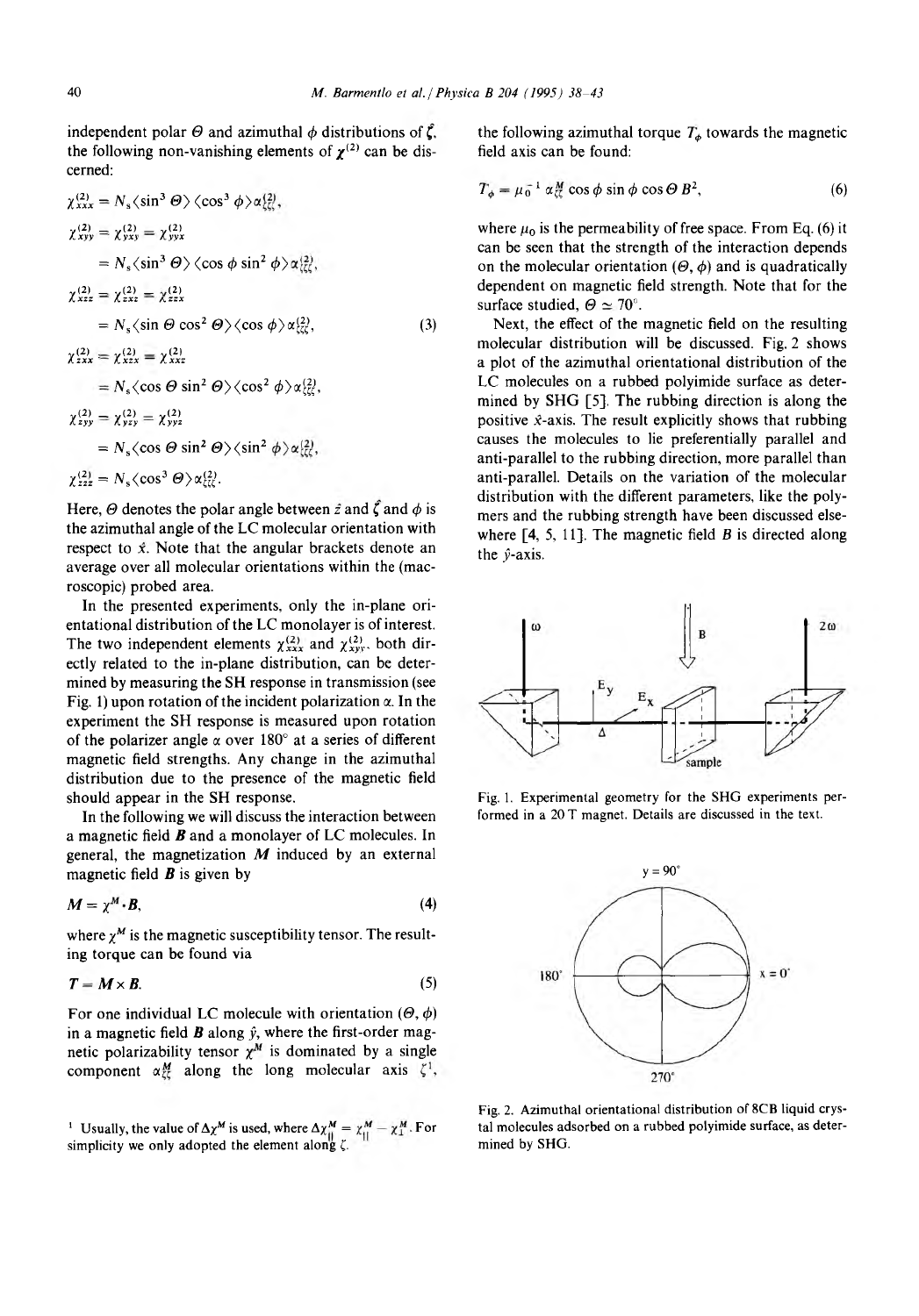independent polar $\Theta$ and azimuthal $\phi$ distributions of $\boldsymbol{\zeta}$, the following non-vanishing elements of $\boldsymbol{\chi}^{(2)}$ can be discerned:

$$
\begin{aligned}
\chi^{(2)}_{xxx} &= N_s \langle \sin^3 \Theta \rangle \langle \cos^3 \phi \rangle \alpha^{(2)}_{\zeta\zeta\zeta}, \\
\chi^{(2)}_{xyy} &= \chi^{(2)}_{yxy} = \chi^{(2)}_{yyx} \\
&= N_s \langle \sin^3 \Theta \rangle \langle \cos \phi \sin^2 \phi \rangle \alpha^{(2)}_{\zeta\zeta\zeta}, \\
\chi^{(2)}_{xzz} &= \chi^{(2)}_{zxz} = \chi^{(2)}_{zzx} \\
&= N_s \langle \sin \Theta \cos^2 \Theta \rangle \langle \cos \phi \rangle \alpha^{(2)}_{\zeta\zeta\zeta}, \\
\chi^{(2)}_{zxx} &= \chi^{(2)}_{xzx} = \chi^{(2)}_{xxz} \\
&= N_s \langle \cos \Theta \sin^2 \Theta \rangle \langle \cos^2 \phi \rangle \alpha^{(2)}_{\zeta\zeta\zeta}, \\
\chi^{(2)}_{zyy} &= \chi^{(2)}_{yzy} = \chi^{(2)}_{yyz} \\
&= N_s \langle \cos \Theta \sin^2 \Theta \rangle \langle \sin^2 \phi \rangle \alpha^{(2)}_{\zeta\zeta\zeta}, \\
\chi^{(2)}_{zzz} &= N_s \langle \cos^3 \Theta \rangle \alpha^{(2)}_{\zeta\zeta\zeta}.
\end{aligned}
\tag{3}
$$

Here, $\Theta$ denotes the polar angle between $\hat{z}$ and $\hat{\zeta}$ and $\phi$ is the azimuthal angle of the LC molecular orientation with respect to $\hat{x}$. Note that the angular brackets denote an average over all molecular orientations within the (macroscopic) probed area.

In the presented experiments, only the in-plane orientational distribution of the LC monolayer is of interest. The two independent elements $\chi^{(2)}_{xxx}$ and $\chi^{(2)}_{xyy}$, both directly related to the in-plane distribution, can be determined by measuring the SH response in transmission (see Fig. 1) upon rotation of the incident polarization $\alpha$. In the experiment the SH response is measured upon rotation of the polarizer angle $\alpha$ over 180° at a series of different magnetic field strengths. Any change in the azimuthal distribution due to the presence of the magnetic field should appear in the SH response.

In the following we will discuss the interaction between a magnetic field $\boldsymbol{B}$ and a monolayer of LC molecules. In general, the magnetization $\boldsymbol{M}$ induced by an external magnetic field $\boldsymbol{B}$ is given by

$$\boldsymbol{M} = \chi^M \cdot \boldsymbol{B}, \tag{4}$$

where $\chi^M$ is the magnetic susceptibility tensor. The resulting torque can be found via

$$\boldsymbol{T} = \boldsymbol{M} \times \boldsymbol{B}. \tag{5}$$

For one individual LC molecule with orientation $(\Theta, \phi)$ in a magnetic field $\boldsymbol{B}$ along $\hat{y}$, where the first-order magnetic polarizability tensor $\chi^M$ is dominated by a single component $\alpha^M_{\zeta\zeta}$ along the long molecular axis $\zeta$[1], the following azimuthal torque $T_\phi$ towards the magnetic field axis can be found:

$$T_\phi = \mu_0^{-1} \alpha^M_{\zeta\zeta} \cos \phi \sin \phi \cos \Theta \, B^2, \tag{6}$$

where $\mu_0$ is the permeability of free space. From Eq. (6) it can be seen that the strength of the interaction depends on the molecular orientation $(\Theta, \phi)$ and is quadratically dependent on magnetic field strength. Note that for the surface studied, $\Theta \simeq 70°$.

Next, the effect of the magnetic field on the resulting molecular distribution will be discussed. Fig. 2 shows a plot of the azimuthal orientational distribution of the LC molecules on a rubbed polyimide surface as determined by SHG [5]. The rubbing direction is along the positive $\hat{x}$-axis. The result explicitly shows that rubbing causes the molecules to lie preferentially parallel and anti-parallel to the rubbing direction, more parallel than anti-parallel. Details on the variation of the molecular distribution with the different parameters, like the polymers and the rubbing strength have been discussed elsewhere [4, 5, 11]. The magnetic field $B$ is directed along the $\hat{y}$-axis.

Fig. 1. Experimental geometry for the SHG experiments performed in a 20 T magnet. Details are discussed in the text.

Fig. 2. Azimuthal orientational distribution of 8CB liquid crystal molecules adsorbed on a rubbed polyimide surface, as determined by SHG.

[1] Usually, the value of $\Delta\chi^M$ is used, where $\Delta\chi^M = \chi^M_{\parallel} - \chi^M_{\perp}$. For simplicity we only adopted the element along $\zeta$.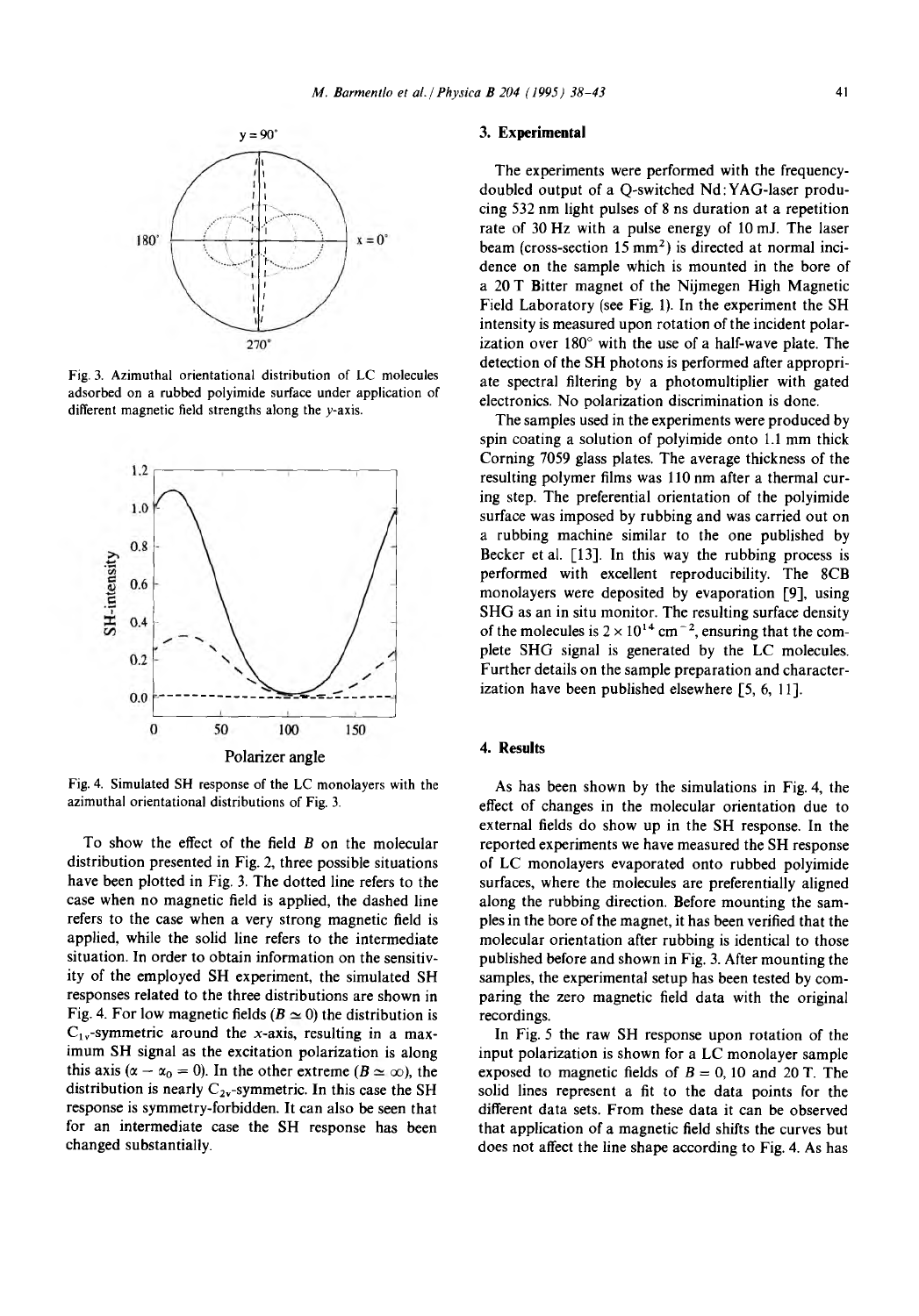Fig. 3. Azimuthal orientational distribution of LC molecules adsorbed on a rubbed polyimide surface under application of different magnetic field strengths along the y-axis.

Fig. 4. Simulated SH response of the LC monolayers with the azimuthal orientational distributions of Fig. 3.

To show the effect of the field $B$ on the molecular distribution presented in Fig. 2, three possible situations have been plotted in Fig. 3. The dotted line refers to the case when no magnetic field is applied, the dashed line refers to the case when a very strong magnetic field is applied, while the solid line refers to the intermediate situation. In order to obtain information on the sensitivity of the employed SH experiment, the simulated SH responses related to the three distributions are shown in Fig. 4. For low magnetic fields ($B \simeq 0$) the distribution is $C_{1v}$-symmetric around the x-axis, resulting in a maximum SH signal as the excitation polarization is along this axis ($\alpha - \alpha_0 = 0$). In the other extreme ($B \simeq \infty$), the distribution is nearly $C_{2v}$-symmetric. In this case the SH response is symmetry-forbidden. It can also be seen that for an intermediate case the SH response has been changed substantially.

## 3. Experimental

The experiments were performed with the frequency-doubled output of a Q-switched Nd:YAG-laser producing 532 nm light pulses of 8 ns duration at a repetition rate of 30 Hz with a pulse energy of 10 mJ. The laser beam (cross-section 15 $mm^2$) is directed at normal incidence on the sample which is mounted in the bore of a 20 T Bitter magnet of the Nijmegen High Magnetic Field Laboratory (see Fig. 1). In the experiment the SH intensity is measured upon rotation of the incident polarization over 180° with the use of a half-wave plate. The detection of the SH photons is performed after appropriate spectral filtering by a photomultiplier with gated electronics. No polarization discrimination is done.

The samples used in the experiments were produced by spin coating a solution of polyimide onto 1.1 mm thick Corning 7059 glass plates. The average thickness of the resulting polymer films was 110 nm after a thermal curing step. The preferential orientation of the polyimide surface was imposed by rubbing and was carried out on a rubbing machine similar to the one published by Becker et al. [13]. In this way the rubbing process is performed with excellent reproducibility. The 8CB monolayers were deposited by evaporation [9], using SHG as an in situ monitor. The resulting surface density of the molecules is $2 \times 10^{14}$ $cm^{-2}$, ensuring that the complete SHG signal is generated by the LC molecules. Further details on the sample preparation and characterization have been published elsewhere [5, 6, 11].

## 4. Results

As has been shown by the simulations in Fig. 4, the effect of changes in the molecular orientation due to external fields do show up in the SH response. In the reported experiments we have measured the SH response of LC monolayers evaporated onto rubbed polyimide surfaces, where the molecules are preferentially aligned along the rubbing direction. Before mounting the samples in the bore of the magnet, it has been verified that the molecular orientation after rubbing is identical to those published before and shown in Fig. 3. After mounting the samples, the experimental setup has been tested by comparing the zero magnetic field data with the original recordings.

In Fig. 5 the raw SH response upon rotation of the input polarization is shown for a LC monolayer sample exposed to magnetic fields of $B = 0$, 10 and 20 T. The solid lines represent a fit to the data points for the different data sets. From these data it can be observed that application of a magnetic field shifts the curves but does not affect the line shape according to Fig. 4. As has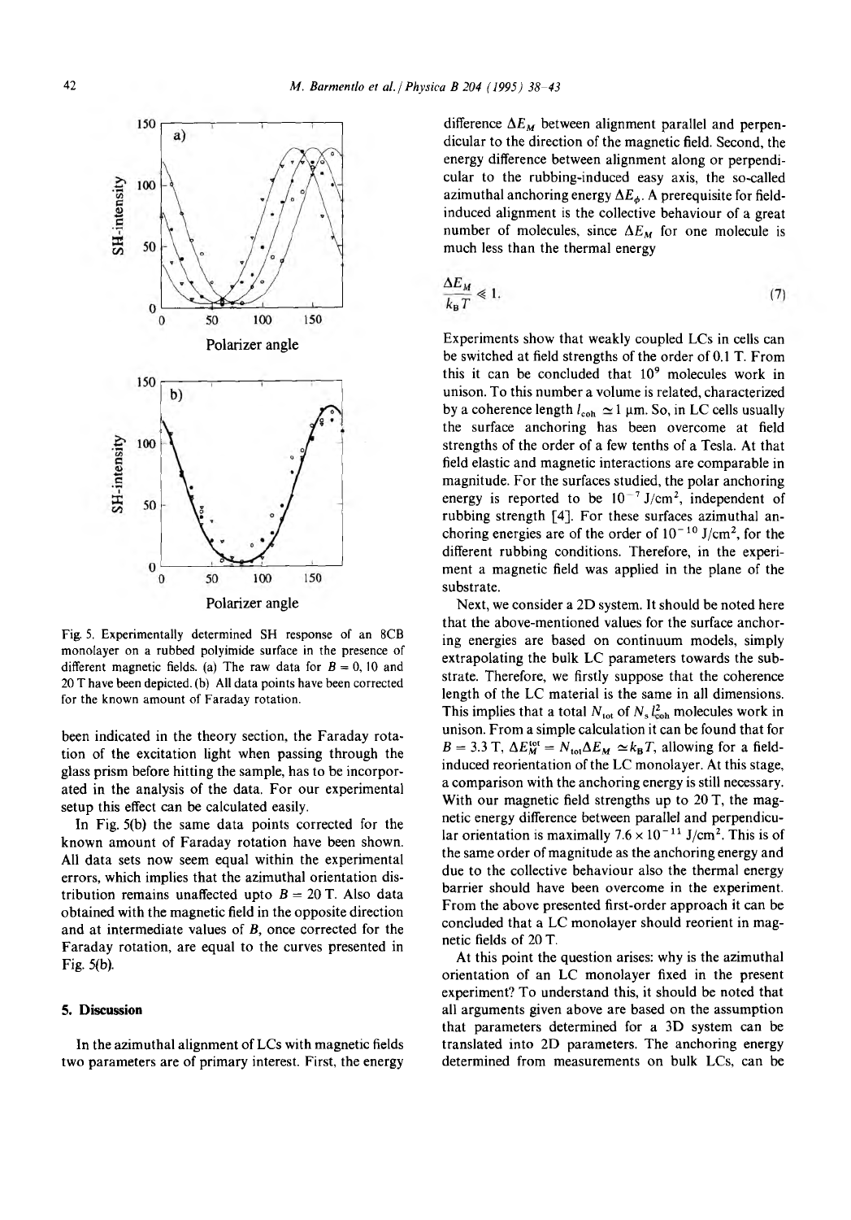Fig. 5. Experimentally determined SH response of an 8CB monolayer on a rubbed polyimide surface in the presence of different magnetic fields. (a) The raw data for $B = 0$, 10 and 20 T have been depicted. (b) All data points have been corrected for the known amount of Faraday rotation.

been indicated in the theory section, the Faraday rotation of the excitation light when passing through the glass prism before hitting the sample, has to be incorporated in the analysis of the data. For our experimental setup this effect can be calculated easily.

In Fig. 5(b) the same data points corrected for the known amount of Faraday rotation have been shown. All data sets now seem equal within the experimental errors, which implies that the azimuthal orientation distribution remains unaffected upto $B = 20$ T. Also data obtained with the magnetic field in the opposite direction and at intermediate values of $B$, once corrected for the Faraday rotation, are equal to the curves presented in Fig. 5(b).

## 5. Discussion

In the azimuthal alignment of LCs with magnetic fields two parameters are of primary interest. First, the energy difference $\Delta E_M$ between alignment parallel and perpendicular to the direction of the magnetic field. Second, the energy difference between alignment along or perpendicular to the rubbing-induced easy axis, the so-called azimuthal anchoring energy $\Delta E_\phi$. A prerequisite for field-induced alignment is the collective behaviour of a great number of molecules, since $\Delta E_M$ for one molecule is much less than the thermal energy

$$\frac{\Delta E_M}{k_B T} \ll 1. \tag{7}$$

Experiments show that weakly coupled LCs in cells can be switched at field strengths of the order of 0.1 T. From this it can be concluded that $10^9$ molecules work in unison. To this number a volume is related, characterized by a coherence length $l_{coh} \simeq 1$ μm. So, in LC cells usually the surface anchoring has been overcome at field strengths of the order of a few tenths of a Tesla. At that field elastic and magnetic interactions are comparable in magnitude. For the surfaces studied, the polar anchoring energy is reported to be $10^{-7}$ J/cm$^2$, independent of rubbing strength [4]. For these surfaces azimuthal anchoring energies are of the order of $10^{-10}$ J/cm$^2$, for the different rubbing conditions. Therefore, in the experiment a magnetic field was applied in the plane of the substrate.

Next, we consider a 2D system. It should be noted here that the above-mentioned values for the surface anchoring energies are based on continuum models, simply extrapolating the bulk LC parameters towards the substrate. Therefore, we firstly suppose that the coherence length of the LC material is the same in all dimensions. This implies that a total $N_{tot}$ of $N_s l_{coh}^2$ molecules work in unison. From a simple calculation it can be found that for $B = 3.3$ T, $\Delta E_M^{tot} = N_{tot} \Delta E_M \simeq k_B T$, allowing for a field-induced reorientation of the LC monolayer. At this stage, a comparison with the anchoring energy is still necessary. With our magnetic field strengths up to 20 T, the magnetic energy difference between parallel and perpendicular orientation is maximally $7.6 \times 10^{-11}$ J/cm$^2$. This is of the same order of magnitude as the anchoring energy and due to the collective behaviour also the thermal energy barrier should have been overcome in the experiment. From the above presented first-order approach it can be concluded that a LC monolayer should reorient in magnetic fields of 20 T.

At this point the question arises: why is the azimuthal orientation of an LC monolayer fixed in the present experiment? To understand this, it should be noted that all arguments given above are based on the assumption that parameters determined for a 3D system can be translated into 2D parameters. The anchoring energy determined from measurements on bulk LCs, can be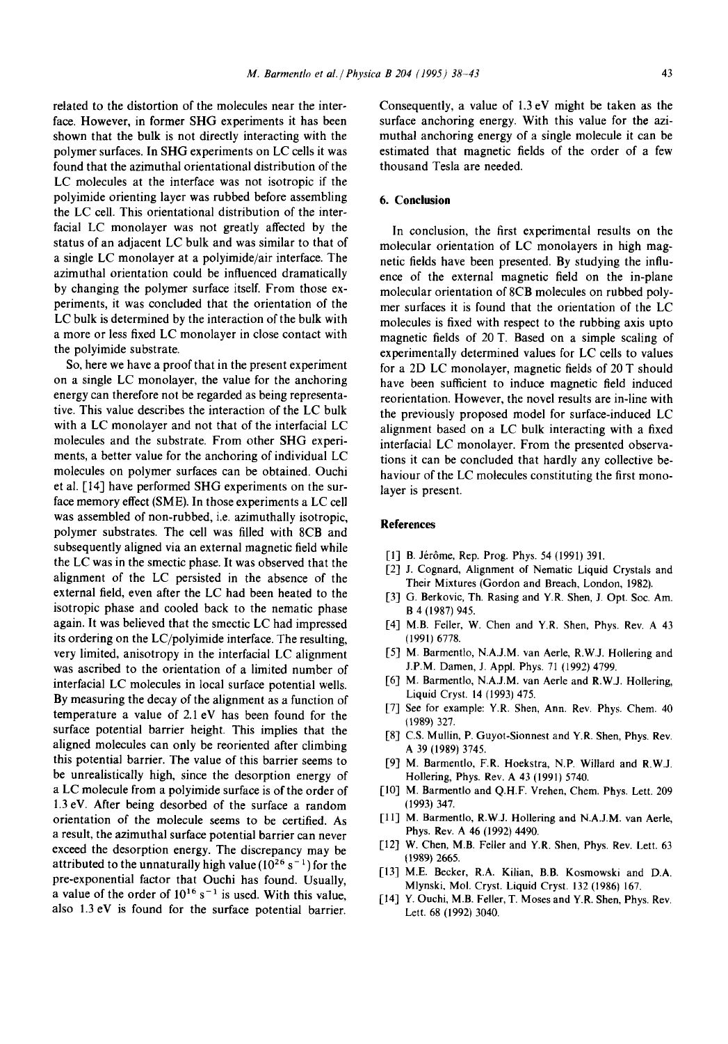related to the distortion of the molecules near the interface. However, in former SHG experiments it has been shown that the bulk is not directly interacting with the polymer surfaces. In SHG experiments on LC cells it was found that the azimuthal orientational distribution of the LC molecules at the interface was not isotropic if the polyimide orienting layer was rubbed before assembling the LC cell. This orientational distribution of the interfacial LC monolayer was not greatly affected by the status of an adjacent LC bulk and was similar to that of a single LC monolayer at a polyimide/air interface. The azimuthal orientation could be influenced dramatically by changing the polymer surface itself. From those experiments, it was concluded that the orientation of the LC bulk is determined by the interaction of the bulk with a more or less fixed LC monolayer in close contact with the polyimide substrate.

So, here we have a proof that in the present experiment on a single LC monolayer, the value for the anchoring energy can therefore not be regarded as being representative. This value describes the interaction of the LC bulk with a LC monolayer and not that of the interfacial LC molecules and the substrate. From other SHG experiments, a better value for the anchoring of individual LC molecules on polymer surfaces can be obtained. Ouchi et al. [14] have performed SHG experiments on the surface memory effect (SME). In those experiments a LC cell was assembled of non-rubbed, i.e. azimuthally isotropic, polymer substrates. The cell was filled with 8CB and subsequently aligned via an external magnetic field while the LC was in the smectic phase. It was observed that the alignment of the LC persisted in the absence of the external field, even after the LC had been heated to the isotropic phase and cooled back to the nematic phase again. It was believed that the smectic LC had impressed its ordering on the LC/polyimide interface. The resulting, very limited, anisotropy in the interfacial LC alignment was ascribed to the orientation of a limited number of interfacial LC molecules in local surface potential wells. By measuring the decay of the alignment as a function of temperature a value of 2.1 eV has been found for the surface potential barrier height. This implies that the aligned molecules can only be reoriented after climbing this potential barrier. The value of this barrier seems to be unrealistically high, since the desorption energy of a LC molecule from a polyimide surface is of the order of 1.3 eV. After being desorbed of the surface a random orientation of the molecule seems to be certified. As a result, the azimuthal surface potential barrier can never exceed the desorption energy. The discrepancy may be attributed to the unnaturally high value ($10^{26}$ s$^{-1}$) for the pre-exponential factor that Ouchi has found. Usually, a value of the order of $10^{16}$ s$^{-1}$ is used. With this value, also 1.3 eV is found for the surface potential barrier. Consequently, a value of 1.3 eV might be taken as the surface anchoring energy. With this value for the azimuthal anchoring energy of a single molecule it can be estimated that magnetic fields of the order of a few thousand Tesla are needed.

## 6. Conclusion

In conclusion, the first experimental results on the molecular orientation of LC monolayers in high magnetic fields have been presented. By studying the influence of the external magnetic field on the in-plane molecular orientation of 8CB molecules on rubbed polymer surfaces it is found that the orientation of the LC molecules is fixed with respect to the rubbing axis upto magnetic fields of 20 T. Based on a simple scaling of experimentally determined values for LC cells to values for a 2D LC monolayer, magnetic fields of 20 T should have been sufficient to induce magnetic field induced reorientation. However, the novel results are in-line with the previously proposed model for surface-induced LC alignment based on a LC bulk interacting with a fixed interfacial LC monolayer. From the presented observations it can be concluded that hardly any collective behaviour of the LC molecules constituting the first monolayer is present.

## References

[1] B. Jérôme, Rep. Prog. Phys. 54 (1991) 391.

[2] J. Cognard, Alignment of Nematic Liquid Crystals and Their Mixtures (Gordon and Breach, London, 1982).

[3] G. Berkovic, Th. Rasing and Y.R. Shen, J. Opt. Soc. Am. B 4 (1987) 945.

[4] M.B. Feller, W. Chen and Y.R. Shen, Phys. Rev. A 43 (1991) 6778.

[5] M. Barmentlo, N.A.J.M. van Aerle, R.W.J. Hollering and J.P.M. Damen, J. Appl. Phys. 71 (1992) 4799.

[6] M. Barmentlo, N.A.J.M. van Aerle and R.W.J. Hollering, Liquid Cryst. 14 (1993) 475.

[7] See for example: Y.R. Shen, Ann. Rev. Phys. Chem. 40 (1989) 327.

[8] C.S. Mullin, P. Guyot-Sionnest and Y.R. Shen, Phys. Rev. A 39 (1989) 3745.

[9] M. Barmentlo, F.R. Hoekstra, N.P. Willard and R.W.J. Hollering, Phys. Rev. A 43 (1991) 5740.

[10] M. Barmentlo and Q.H.F. Vrehen, Chem. Phys. Lett. 209 (1993) 347.

[11] M. Barmentlo, R.W.J. Hollering and N.A.J.M. van Aerle, Phys. Rev. A 46 (1992) 4490.

[12] W. Chen, M.B. Feller and Y.R. Shen, Phys. Rev. Lett. 63 (1989) 2665.

[13] M.E. Becker, R.A. Kilian, B.B. Kosmowski and D.A. Mlynski, Mol. Cryst. Liquid Cryst. 132 (1986) 167.

[14] Y. Ouchi, M.B. Feller, T. Moses and Y.R. Shen, Phys. Rev. Lett. 68 (1992) 3040.